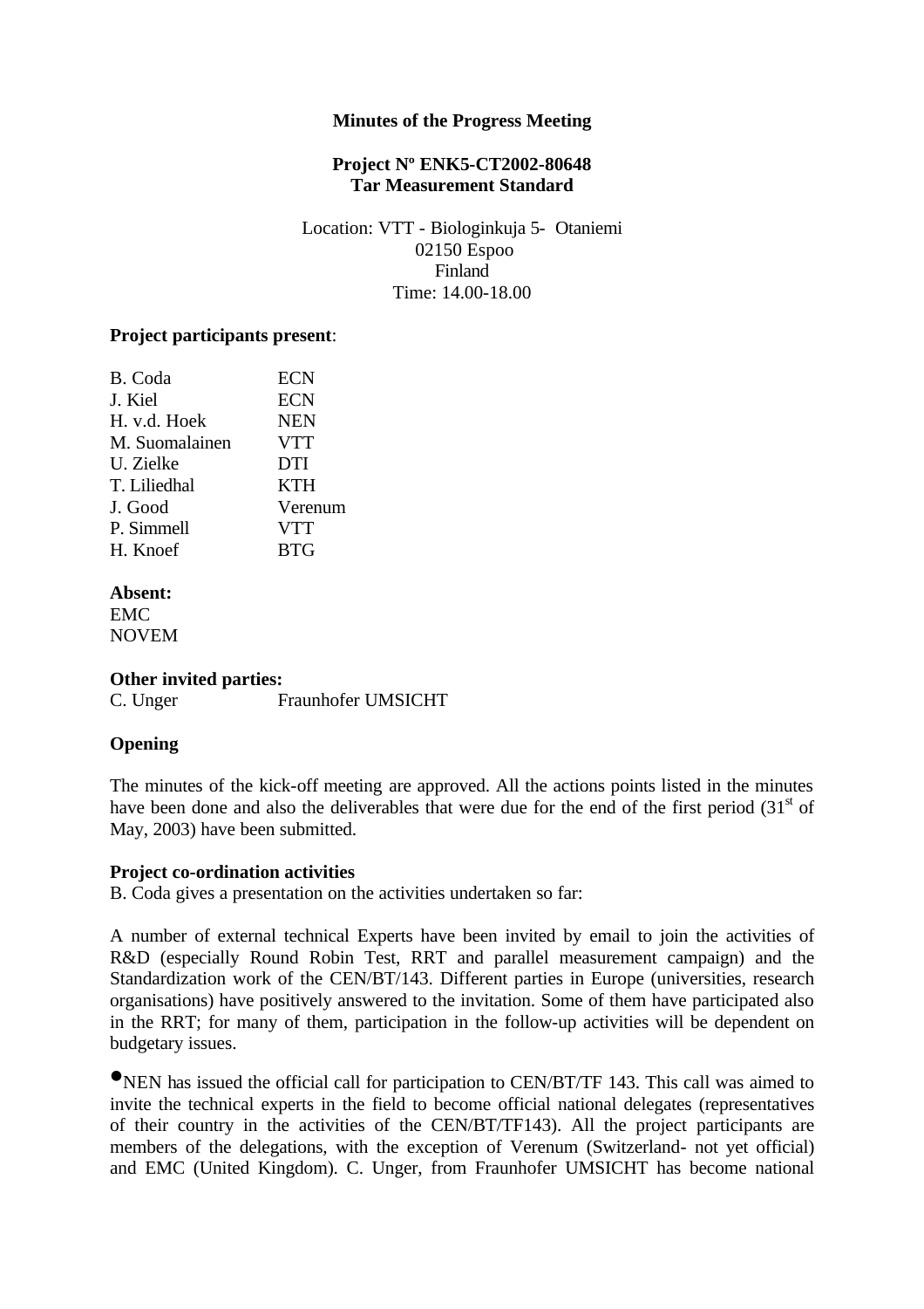**Minutes of the Progress Meeting**

**Project Nº ENK5-CT2002-80648**
**Tar Measurement Standard**

Location: VTT - Biologinkuja 5- Otaniemi
02150 Espoo
Finland
Time: 14.00-18.00

**Project participants present**:

| | |
|---|---|
| B. Coda | ECN |
| J. Kiel | ECN |
| H. v.d. Hoek | NEN |
| M. Suomalainen | VTT |
| U. Zielke | DTI |
| T. Liliedhal | KTH |
| J. Good | Verenum |
| P. Simmell | VTT |
| H. Knoef | BTG |

**Absent:**
EMC
NOVEM

**Other invited parties:**
C. Unger Fraunhofer UMSICHT

**Opening**

The minutes of the kick-off meeting are approved. All the actions points listed in the minutes have been done and also the deliverables that were due for the end of the first period (31st of May, 2003) have been submitted.

**Project co-ordination activities**
B. Coda gives a presentation on the activities undertaken so far:

A number of external technical Experts have been invited by email to join the activities of R&D (especially Round Robin Test, RRT and parallel measurement campaign) and the Standardization work of the CEN/BT/143. Different parties in Europe (universities, research organisations) have positively answered to the invitation. Some of them have participated also in the RRT; for many of them, participation in the follow-up activities will be dependent on budgetary issues.

- NEN has issued the official call for participation to CEN/BT/TF 143. This call was aimed to invite the technical experts in the field to become official national delegates (representatives of their country in the activities of the CEN/BT/TF143). All the project participants are members of the delegations, with the exception of Verenum (Switzerland- not yet official) and EMC (United Kingdom). C. Unger, from Fraunhofer UMSICHT has become national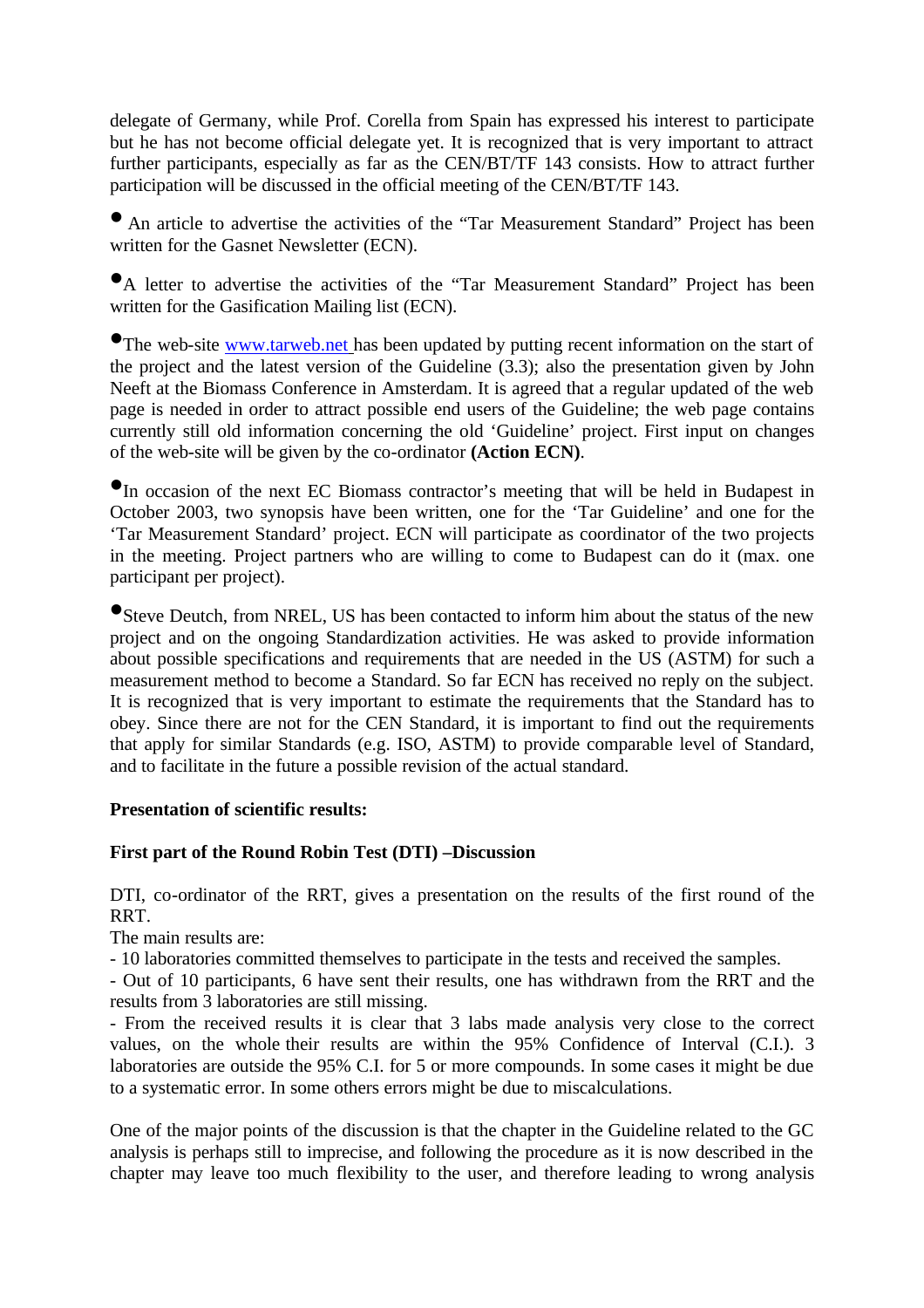delegate of Germany, while Prof. Corella from Spain has expressed his interest to participate but he has not become official delegate yet. It is recognized that is very important to attract further participants, especially as far as the CEN/BT/TF 143 consists. How to attract further participation will be discussed in the official meeting of the CEN/BT/TF 143.

- An article to advertise the activities of the "Tar Measurement Standard" Project has been written for the Gasnet Newsletter (ECN).

- A letter to advertise the activities of the "Tar Measurement Standard" Project has been written for the Gasification Mailing list (ECN).

- The web-site [www.tarweb.net](http://www.tarweb.net) has been updated by putting recent information on the start of the project and the latest version of the Guideline (3.3); also the presentation given by John Neeft at the Biomass Conference in Amsterdam. It is agreed that a regular updated of the web page is needed in order to attract possible end users of the Guideline; the web page contains currently still old information concerning the old 'Guideline' project. First input on changes of the web-site will be given by the co-ordinator **(Action ECN)**.

- In occasion of the next EC Biomass contractor's meeting that will be held in Budapest in October 2003, two synopsis have been written, one for the 'Tar Guideline' and one for the 'Tar Measurement Standard' project. ECN will participate as coordinator of the two projects in the meeting. Project partners who are willing to come to Budapest can do it (max. one participant per project).

- Steve Deutch, from NREL, US has been contacted to inform him about the status of the new project and on the ongoing Standardization activities. He was asked to provide information about possible specifications and requirements that are needed in the US (ASTM) for such a measurement method to become a Standard. So far ECN has received no reply on the subject. It is recognized that is very important to estimate the requirements that the Standard has to obey. Since there are not for the CEN Standard, it is important to find out the requirements that apply for similar Standards (e.g. ISO, ASTM) to provide comparable level of Standard, and to facilitate in the future a possible revision of the actual standard.

**Presentation of scientific results:**

**First part of the Round Robin Test (DTI) –Discussion**

DTI, co-ordinator of the RRT, gives a presentation on the results of the first round of the RRT.
The main results are:

- 10 laboratories committed themselves to participate in the tests and received the samples.
- Out of 10 participants, 6 have sent their results, one has withdrawn from the RRT and the results from 3 laboratories are still missing.
- From the received results it is clear that 3 labs made analysis very close to the correct values, on the whole their results are within the 95% Confidence of Interval (C.I.). 3 laboratories are outside the 95% C.I. for 5 or more compounds. In some cases it might be due to a systematic error. In some others errors might be due to miscalculations.

One of the major points of the discussion is that the chapter in the Guideline related to the GC analysis is perhaps still to imprecise, and following the procedure as it is now described in the chapter may leave too much flexibility to the user, and therefore leading to wrong analysis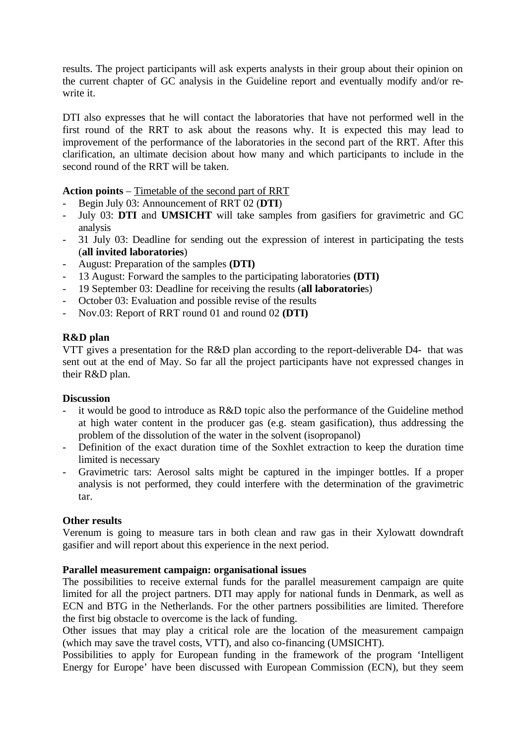results. The project participants will ask experts analysts in their group about their opinion on the current chapter of GC analysis in the Guideline report and eventually modify and/or re-write it.

DTI also expresses that he will contact the laboratories that have not performed well in the first round of the RRT to ask about the reasons why. It is expected this may lead to improvement of the performance of the laboratories in the second part of the RRT. After this clarification, an ultimate decision about how many and which participants to include in the second round of the RRT will be taken.

**Action points** – Timetable of the second part of RRT

- Begin July 03: Announcement of RRT 02 (**DTI**)
- July 03: **DTI** and **UMSICHT** will take samples from gasifiers for gravimetric and GC analysis
- 31 July 03: Deadline for sending out the expression of interest in participating the tests (**all invited laboratories**)
- August: Preparation of the samples **(DTI)**
- 13 August: Forward the samples to the participating laboratories **(DTI)**
- 19 September 03: Deadline for receiving the results (**all laboratorie**s)
- October 03: Evaluation and possible revise of the results
- Nov.03: Report of RRT round 01 and round 02 **(DTI)**

**R&D plan**

VTT gives a presentation for the R&D plan according to the report-deliverable D4- that was sent out at the end of May. So far all the project participants have not expressed changes in their R&D plan.

**Discussion**

- it would be good to introduce as R&D topic also the performance of the Guideline method at high water content in the producer gas (e.g. steam gasification), thus addressing the problem of the dissolution of the water in the solvent (isopropanol)
- Definition of the exact duration time of the Soxhlet extraction to keep the duration time limited is necessary
- Gravimetric tars: Aerosol salts might be captured in the impinger bottles. If a proper analysis is not performed, they could interfere with the determination of the gravimetric tar.

**Other results**

Verenum is going to measure tars in both clean and raw gas in their Xylowatt downdraft gasifier and will report about this experience in the next period.

**Parallel measurement campaign: organisational issues**

The possibilities to receive external funds for the parallel measurement campaign are quite limited for all the project partners. DTI may apply for national funds in Denmark, as well as ECN and BTG in the Netherlands. For the other partners possibilities are limited. Therefore the first big obstacle to overcome is the lack of funding.

Other issues that may play a critical role are the location of the measurement campaign (which may save the travel costs, VTT), and also co-financing (UMSICHT).

Possibilities to apply for European funding in the framework of the program 'Intelligent Energy for Europe' have been discussed with European Commission (ECN), but they seem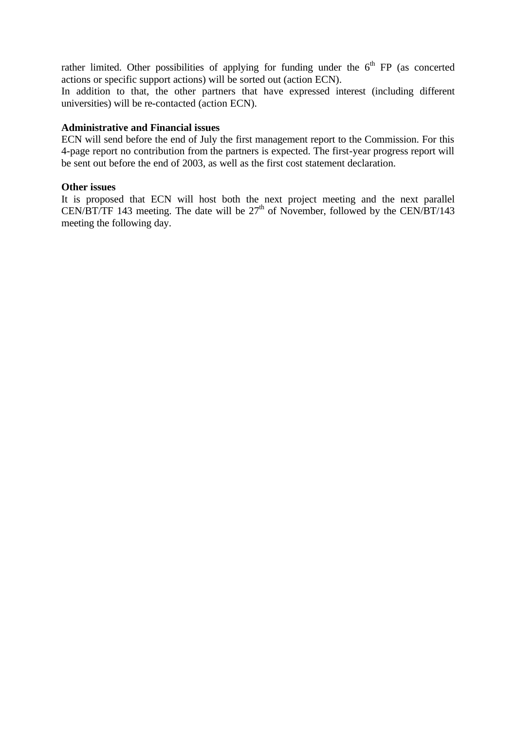rather limited. Other possibilities of applying for funding under the 6th FP (as concerted actions or specific support actions) will be sorted out (action ECN).
In addition to that, the other partners that have expressed interest (including different universities) will be re-contacted (action ECN).

**Administrative and Financial issues**
ECN will send before the end of July the first management report to the Commission. For this 4-page report no contribution from the partners is expected. The first-year progress report will be sent out before the end of 2003, as well as the first cost statement declaration.

**Other issues**
It is proposed that ECN will host both the next project meeting and the next parallel CEN/BT/TF 143 meeting. The date will be 27th of November, followed by the CEN/BT/143 meeting the following day.